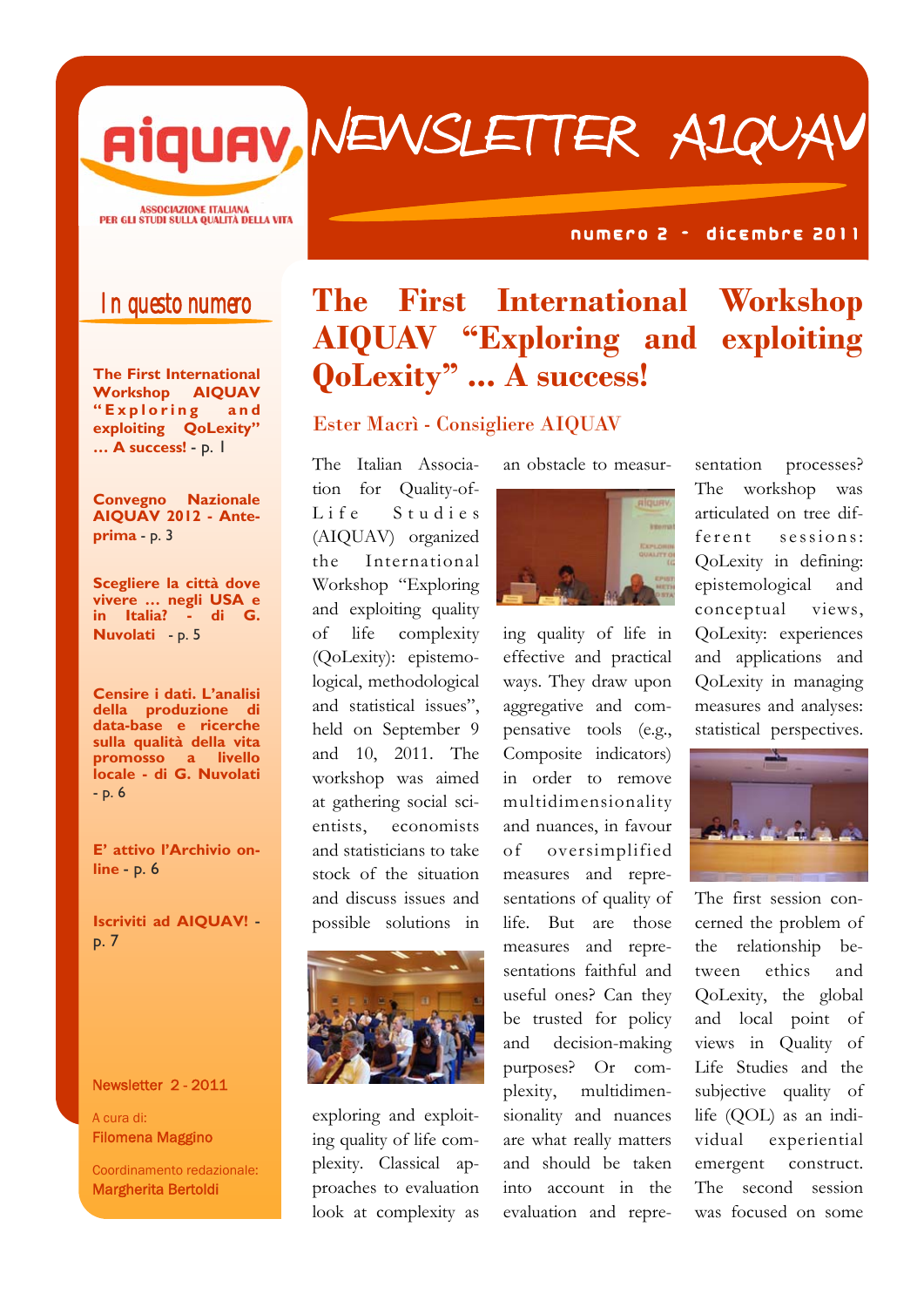# NEWSLETTER AIQUAV

AIQUAV — ASSOCIAZIONE ITALIANA PER GLI STUDI SULLA QUALITÀ DELLA VITA

numero 2 - dicembre 2011

## In questo numero

**The First International Workshop AIQUAV "Exploring and exploiting QoLexity" … A success!** - p. 1

**Convegno Nazionale AIQUAV 2012 - Anteprima** - p. 3

**Scegliere la città dove vivere … negli USA e in Italia? - di G. Nuvolati** - p. 5

**Censire i dati. L'analisi della produzione di data-base e ricerche sulla qualità della vita promosso a livello locale - di G. Nuvolati** - p. 6

**E' attivo l'Archivio online** - p. 6

**Iscriviti ad AIQUAV!** - p. 7

Newsletter 2 - 2011

A cura di:
Filomena Maggino

Coordinamento redazionale:
Margherita Bertoldi

# The First International Workshop AIQUAV "Exploring and exploiting QoLexity" … A success!

### Ester Macrì - Consigliere AIQUAV

The Italian Association for Quality-of-Life Studies (AIQUAV) organized the International Workshop "Exploring and exploiting quality of life complexity (QoLexity): epistemological, methodological and statistical issues", held on September 9 and 10, 2011. The workshop was aimed at gathering social scientists, economists and statisticians to take stock of the situation and discuss issues and possible solutions in exploring and exploiting quality of life complexity. Classical approaches to evaluation look at complexity as an obstacle to measuring quality of life in effective and practical ways. They draw upon aggregative and compensative tools (e.g., Composite indicators) in order to remove multidimensionality and nuances, in favour of oversimplified measures and representations of quality of life. But are those measures and representations faithful and useful ones? Can they be trusted for policy and decision-making purposes? Or complexity, multidimensionality and nuances are what really matters and should be taken into account in the evaluation and representation processes? The workshop was articulated on tree different sessions: QoLexity in defining: epistemological and conceptual views, QoLexity: experiences and applications and QoLexity in managing measures and analyses: statistical perspectives.

The first session concerned the problem of the relationship between ethics and QoLexity, the global and local point of views in Quality of Life Studies and the subjective quality of life (QOL) as an individual experiential emergent construct. The second session was focused on some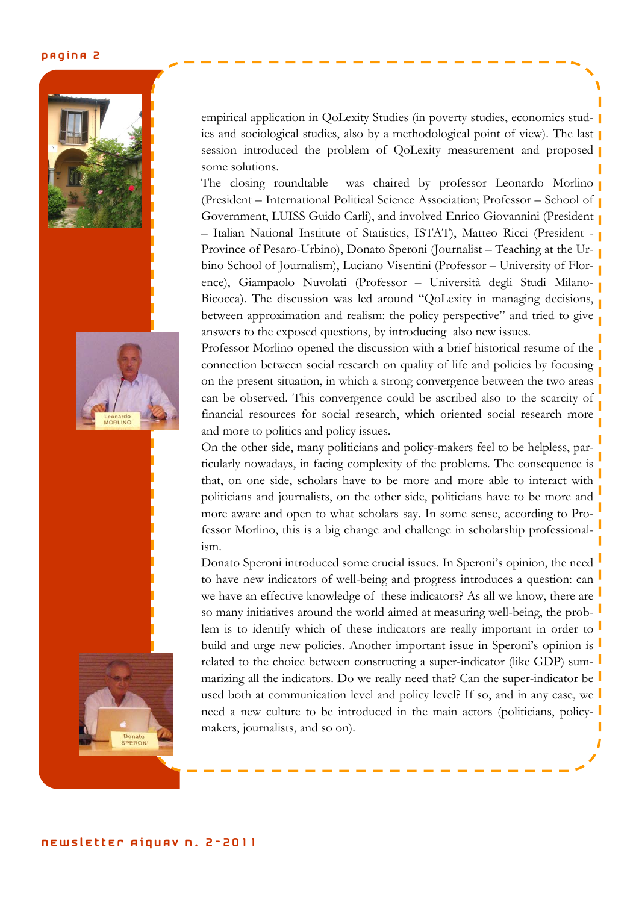empirical application in QoLexity Studies (in poverty studies, economics studies and sociological studies, also by a methodological point of view). The last session introduced the problem of QoLexity measurement and proposed some solutions.

The closing roundtable was chaired by professor Leonardo Morlino (President – International Political Science Association; Professor – School of Government, LUISS Guido Carli), and involved Enrico Giovannini (President – Italian National Institute of Statistics, ISTAT), Matteo Ricci (President - Province of Pesaro-Urbino), Donato Speroni (Journalist – Teaching at the Urbino School of Journalism), Luciano Visentini (Professor – University of Florence), Giampaolo Nuvolati (Professor – Università degli Studi Milano-Bicocca). The discussion was led around "QoLexity in managing decisions, between approximation and realism: the policy perspective" and tried to give answers to the exposed questions, by introducing also new issues.

Professor Morlino opened the discussion with a brief historical resume of the connection between social research on quality of life and policies by focusing on the present situation, in which a strong convergence between the two areas can be observed. This convergence could be ascribed also to the scarcity of financial resources for social research, which oriented social research more and more to politics and policy issues.

On the other side, many politicians and policy-makers feel to be helpless, particularly nowadays, in facing complexity of the problems. The consequence is that, on one side, scholars have to be more and more able to interact with politicians and journalists, on the other side, politicians have to be more and more aware and open to what scholars say. In some sense, according to Professor Morlino, this is a big change and challenge in scholarship professionalism.

Donato Speroni introduced some crucial issues. In Speroni's opinion, the need to have new indicators of well-being and progress introduces a question: can we have an effective knowledge of these indicators? As all we know, there are so many initiatives around the world aimed at measuring well-being, the problem is to identify which of these indicators are really important in order to build and urge new policies. Another important issue in Speroni's opinion is related to the choice between constructing a super-indicator (like GDP) summarizing all the indicators. Do we really need that? Can the super-indicator be used both at communication level and policy level? If so, and in any case, we need a new culture to be introduced in the main actors (politicians, policy-makers, journalists, and so on).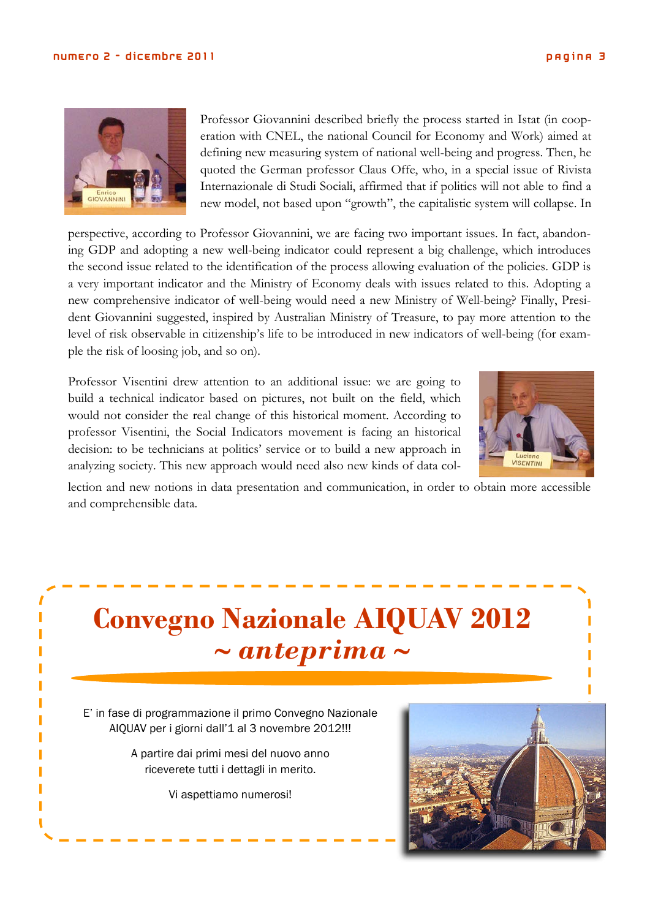Professor Giovannini described briefly the process started in Istat (in cooperation with CNEL, the national Council for Economy and Work) aimed at defining new measuring system of national well-being and progress. Then, he quoted the German professor Claus Offe, who, in a special issue of Rivista Internazionale di Studi Sociali, affirmed that if politics will not able to find a new model, not based upon "growth", the capitalistic system will collapse. In perspective, according to Professor Giovannini, we are facing two important issues. In fact, abandoning GDP and adopting a new well-being indicator could represent a big challenge, which introduces the second issue related to the identification of the process allowing evaluation of the policies. GDP is a very important indicator and the Ministry of Economy deals with issues related to this. Adopting a new comprehensive indicator of well-being would need a new Ministry of Well-being? Finally, President Giovannini suggested, inspired by Australian Ministry of Treasure, to pay more attention to the level of risk observable in citizenship's life to be introduced in new indicators of well-being (for example the risk of loosing job, and so on).

Professor Visentini drew attention to an additional issue: we are going to build a technical indicator based on pictures, not built on the field, which would not consider the real change of this historical moment. According to professor Visentini, the Social Indicators movement is facing an historical decision: to be technicians at politics' service or to build a new approach in analyzing society. This new approach would need also new kinds of data collection and new notions in data presentation and communication, in order to obtain more accessible and comprehensible data.

# Convegno Nazionale AIQUAV 2012
## *~ anteprima ~*

E' in fase di programmazione il primo Convegno Nazionale AIQUAV per i giorni dall'1 al 3 novembre 2012!!!

A partire dai primi mesi del nuovo anno riceverete tutti i dettagli in merito.

Vi aspettiamo numerosi!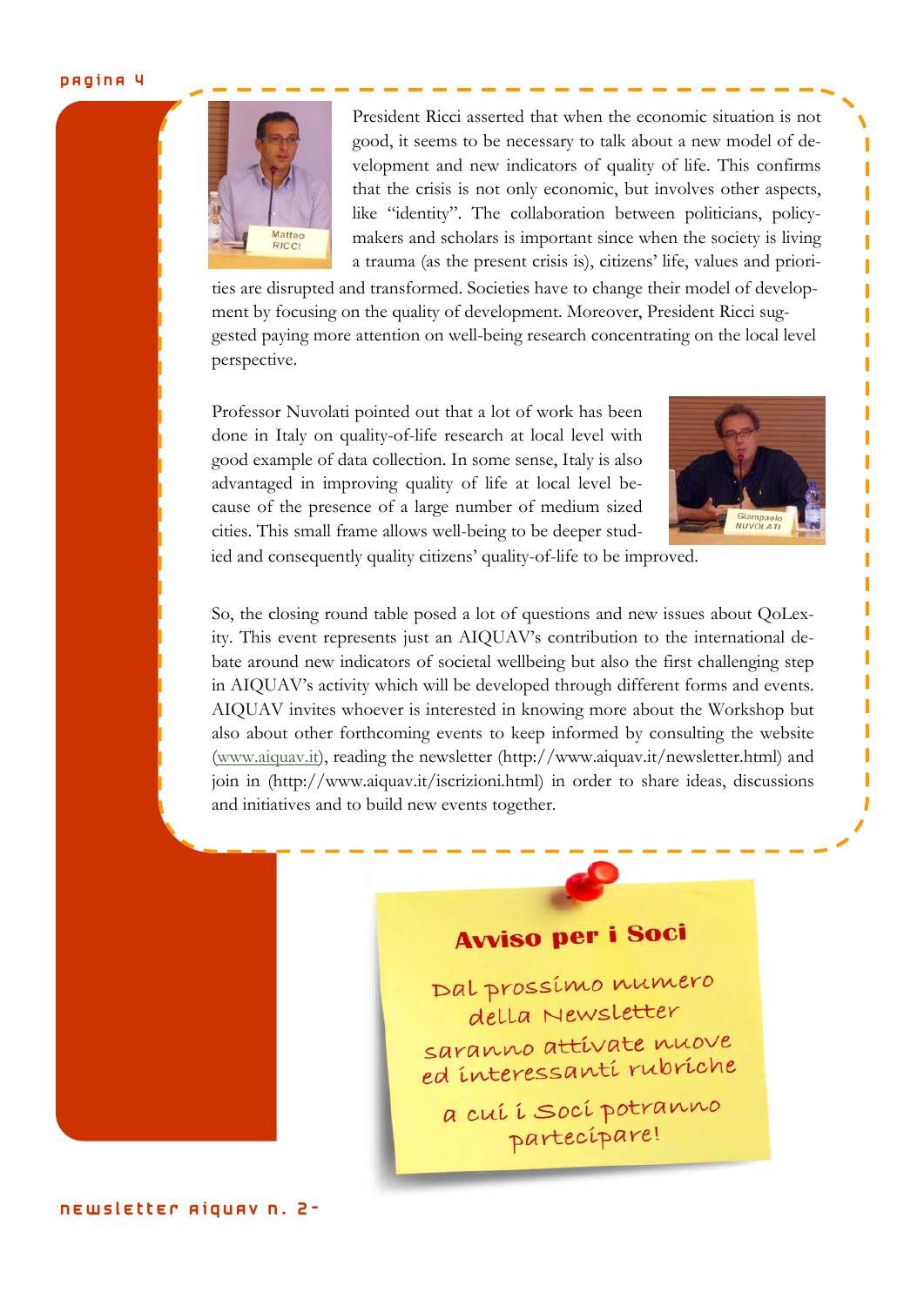President Ricci asserted that when the economic situation is not good, it seems to be necessary to talk about a new model of development and new indicators of quality of life. This confirms that the crisis is not only economic, but involves other aspects, like "identity". The collaboration between politicians, policy-makers and scholars is important since when the society is living a trauma (as the present crisis is), citizens' life, values and priorities are disrupted and transformed. Societies have to change their model of development by focusing on the quality of development. Moreover, President Ricci suggested paying more attention on well-being research concentrating on the local level perspective.

Professor Nuvolati pointed out that a lot of work has been done in Italy on quality-of-life research at local level with good example of data collection. In some sense, Italy is also advantaged in improving quality of life at local level because of the presence of a large number of medium sized cities. This small frame allows well-being to be deeper studied and consequently quality citizens' quality-of-life to be improved.

So, the closing round table posed a lot of questions and new issues about QoLexity. This event represents just an AIQUAV's contribution to the international debate around new indicators of societal wellbeing but also the first challenging step in AIQUAV's activity which will be developed through different forms and events. AIQUAV invites whoever is interested in knowing more about the Workshop but also about other forthcoming events to keep informed by consulting the website (www.aiquav.it), reading the newsletter (http://www.aiquav.it/newsletter.html) and join in (http://www.aiquav.it/iscrizioni.html) in order to share ideas, discussions and initiatives and to build new events together.

**Avviso per i Soci**

Dal prossimo numero della Newsletter saranno attivate nuove ed interessanti rubriche a cui i Soci potranno partecipare!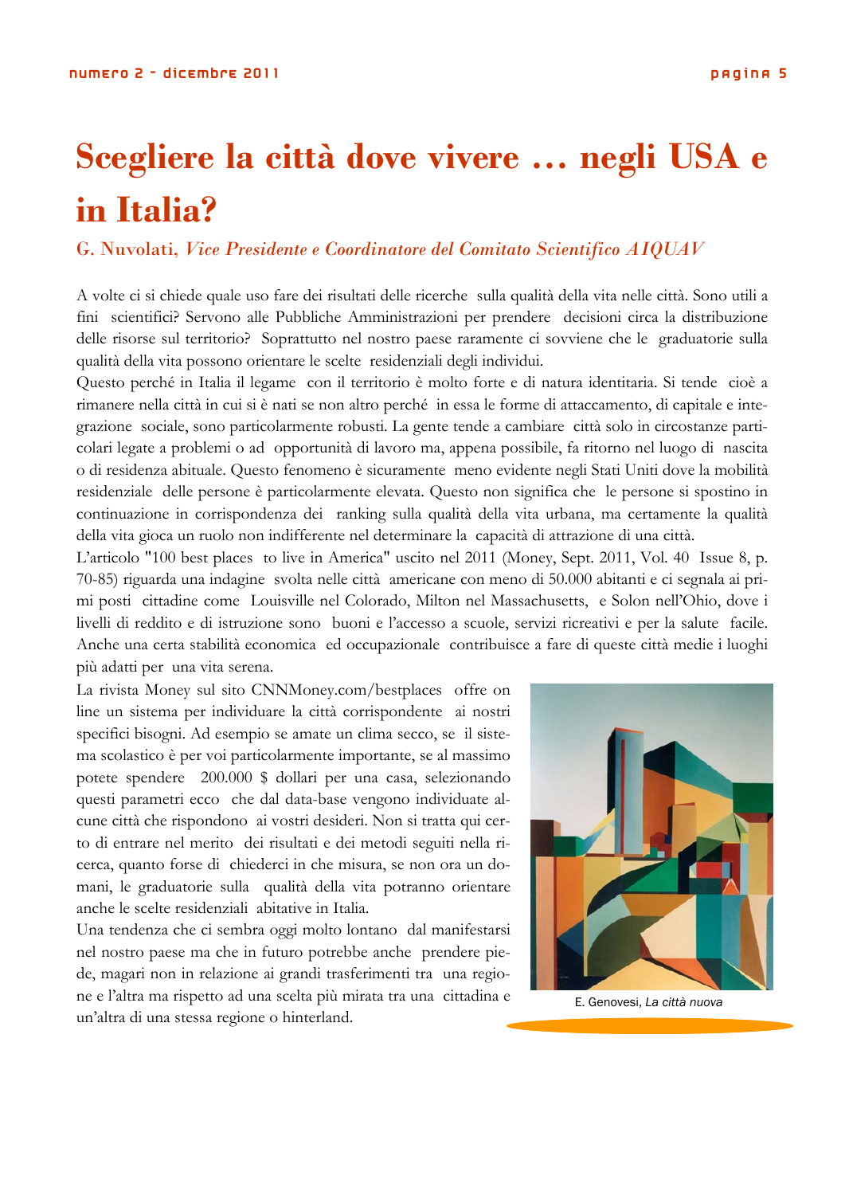# Scegliere la città dove vivere … negli USA e in Italia?

G. Nuvolati, *Vice Presidente e Coordinatore del Comitato Scientifico AIQUAV*

A volte ci si chiede quale uso fare dei risultati delle ricerche sulla qualità della vita nelle città. Sono utili a fini scientifici? Servono alle Pubbliche Amministrazioni per prendere decisioni circa la distribuzione delle risorse sul territorio? Soprattutto nel nostro paese raramente ci sovviene che le graduatorie sulla qualità della vita possono orientare le scelte residenziali degli individui.

Questo perché in Italia il legame con il territorio è molto forte e di natura identitaria. Si tende cioè a rimanere nella città in cui si è nati se non altro perché in essa le forme di attaccamento, di capitale e integrazione sociale, sono particolarmente robusti. La gente tende a cambiare città solo in circostanze particolari legate a problemi o ad opportunità di lavoro ma, appena possibile, fa ritorno nel luogo di nascita o di residenza abituale. Questo fenomeno è sicuramente meno evidente negli Stati Uniti dove la mobilità residenziale delle persone è particolarmente elevata. Questo non significa che le persone si spostino in continuazione in corrispondenza dei ranking sulla qualità della vita urbana, ma certamente la qualità della vita gioca un ruolo non indifferente nel determinare la capacità di attrazione di una città.

L'articolo "100 best places to live in America" uscito nel 2011 (Money, Sept. 2011, Vol. 40 Issue 8, p. 70-85) riguarda una indagine svolta nelle città americane con meno di 50.000 abitanti e ci segnala ai primi posti cittadine come Louisville nel Colorado, Milton nel Massachusetts, e Solon nell'Ohio, dove i livelli di reddito e di istruzione sono buoni e l'accesso a scuole, servizi ricreativi e per la salute facile. Anche una certa stabilità economica ed occupazionale contribuisce a fare di queste città medie i luoghi più adatti per una vita serena.

La rivista Money sul sito CNNMoney.com/bestplaces offre on line un sistema per individuare la città corrispondente ai nostri specifici bisogni. Ad esempio se amate un clima secco, se il sistema scolastico è per voi particolarmente importante, se al massimo potete spendere 200.000 $ dollari per una casa, selezionando questi parametri ecco che dal data-base vengono individuate alcune città che rispondono ai vostri desideri. Non si tratta qui certo di entrare nel merito dei risultati e dei metodi seguiti nella ricerca, quanto forse di chiederci in che misura, se non ora un domani, le graduatorie sulla qualità della vita potranno orientare anche le scelte residenziali abitative in Italia.

Una tendenza che ci sembra oggi molto lontano dal manifestarsi nel nostro paese ma che in futuro potrebbe anche prendere piede, magari non in relazione ai grandi trasferimenti tra una regione e l'altra ma rispetto ad una scelta più mirata tra una cittadina e un'altra di una stessa regione o hinterland.

E. Genovesi, *La città nuova*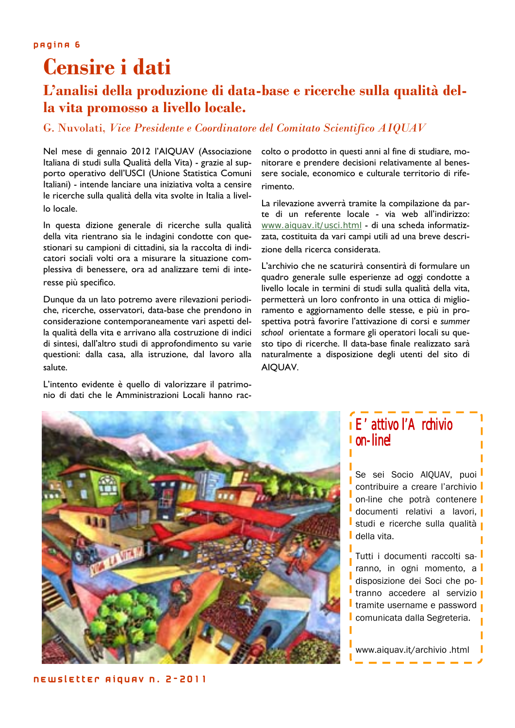# Censire i dati

## L'analisi della produzione di data-base e ricerche sulla qualità della vita promosso a livello locale.

G. Nuvolati, *Vice Presidente e Coordinatore del Comitato Scientifico AIQUAV*

Nel mese di gennaio 2012 l'AIQUAV (Associazione Italiana di studi sulla Qualità della Vita) - grazie al supporto operativo dell'USCI (Unione Statistica Comuni Italiani) - intende lanciare una iniziativa volta a censire le ricerche sulla qualità della vita svolte in Italia a livello locale.

In questa dizione generale di ricerche sulla qualità della vita rientrano sia le indagini condotte con questionari su campioni di cittadini, sia la raccolta di indicatori sociali volti ora a misurare la situazione complessiva di benessere, ora ad analizzare temi di interesse più specifico.

Dunque da un lato potremo avere rilevazioni periodiche, ricerche, osservatori, data-base che prendono in considerazione contemporaneamente vari aspetti della qualità della vita e arrivano alla costruzione di indici di sintesi, dall'altro studi di approfondimento su varie questioni: dalla casa, alla istruzione, dal lavoro alla salute.

L'intento evidente è quello di valorizzare il patrimonio di dati che le Amministrazioni Locali hanno raccolto o prodotto in questi anni al fine di studiare, monitorare e prendere decisioni relativamente al benessere sociale, economico e culturale territorio di riferimento.

La rilevazione avverrà tramite la compilazione da parte di un referente locale - via web all'indirizzo: www.aiquav.it/usci.html - di una scheda informatizzata, costituita da vari campi utili ad una breve descrizione della ricerca considerata.

L'archivio che ne scaturirà consentirà di formulare un quadro generale sulle esperienze ad oggi condotte a livello locale in termini di studi sulla qualità della vita, permetterà un loro confronto in una ottica di miglioramento e aggiornamento delle stesse, e più in prospettiva potrà favorire l'attivazione di corsi e *summer school* orientate a formare gli operatori locali su questo tipo di ricerche. Il data-base finale realizzato sarà naturalmente a disposizione degli utenti del sito di AIQUAV.

### E' attivo l'Archivio on-line!

Se sei Socio AIQUAV, puoi contribuire a creare l'archivio on-line che potrà contenere documenti relativi a lavori, studi e ricerche sulla qualità della vita.

Tutti i documenti raccolti saranno, in ogni momento, a disposizione dei Soci che potranno accedere al servizio tramite username e password comunicata dalla Segreteria.

www.aiquav.it/archivio .html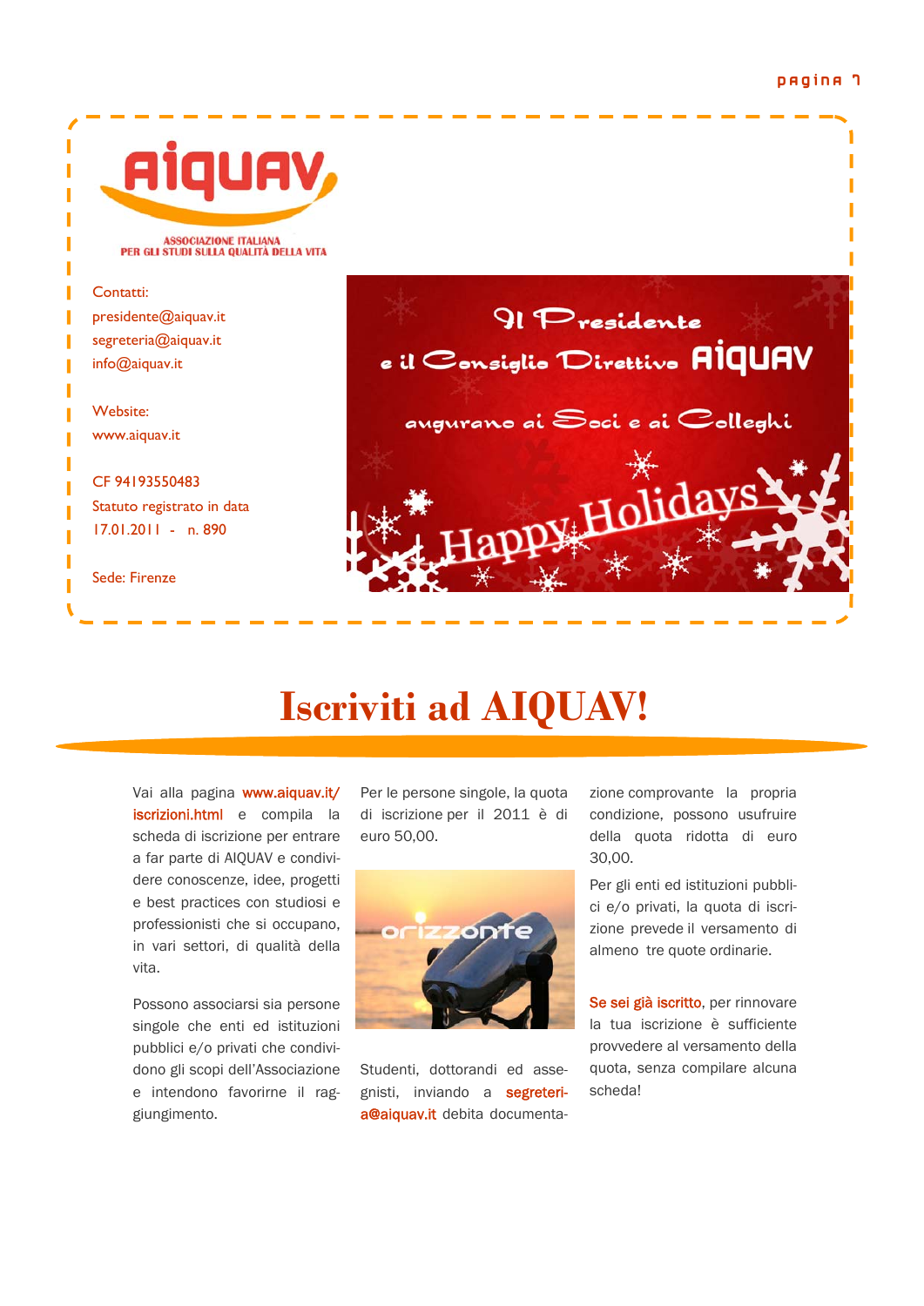AIQUAV

ASSOCIAZIONE ITALIANA
PER GLI STUDI SULLA QUALITÀ DELLA VITA

Contatti:
presidente@aiquav.it
segreteria@aiquav.it
info@aiquav.it

Website:
www.aiquav.it

CF 94193550483
Statuto registrato in data 17.01.2011 - n. 890

Sede: Firenze

Il Presidente
e il Consiglio Direttivo AIQUAV
augurano ai Soci e ai Colleghi
Happy Holidays

# Iscriviti ad AIQUAV!

Vai alla pagina **www.aiquav.it/iscrizioni.html** e compila la scheda di iscrizione per entrare a far parte di AIQUAV e condividere conoscenze, idee, progetti e best practices con studiosi e professionisti che si occupano, in vari settori, di qualità della vita.

Possono associarsi sia persone singole che enti ed istituzioni pubblici e/o privati che condividono gli scopi dell'Associazione e intendono favorirne il raggiungimento.

Per le persone singole, la quota di iscrizione per il 2011 è di euro 50,00.

orizzonte

Studenti, dottorandi ed assegnisti, inviando a **segreteria@aiquav.it** debita documentazione comprovante la propria condizione, possono usufruire della quota ridotta di euro 30,00.

Per gli enti ed istituzioni pubblici e/o privati, la quota di iscrizione prevede il versamento di almeno tre quote ordinarie.

**Se sei già iscritto**, per rinnovare la tua iscrizione è sufficiente provvedere al versamento della quota, senza compilare alcuna scheda!